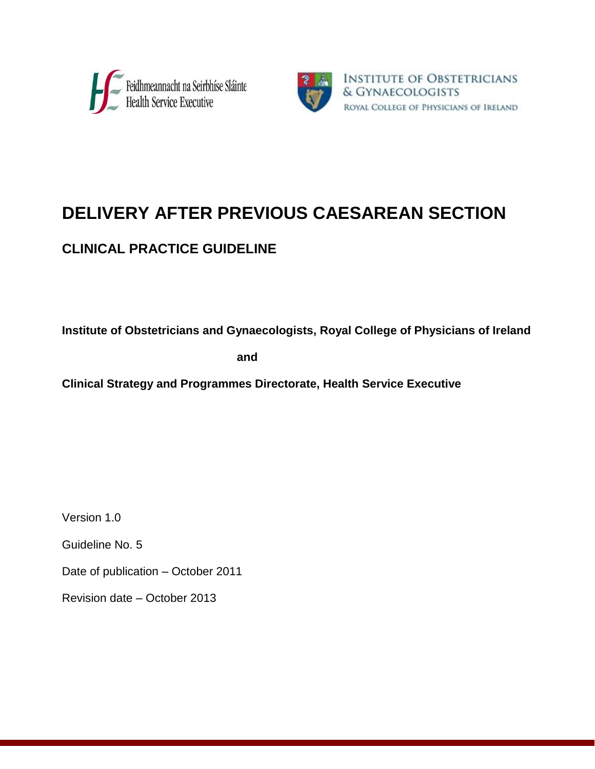Feidhmeannacht na Seirbhíse Sláinte
Health Service Executive

INSTITUTE OF OBSTETRICIANS & GYNAECOLOGISTS
ROYAL COLLEGE OF PHYSICIANS OF IRELAND

# DELIVERY AFTER PREVIOUS CAESAREAN SECTION

## CLINICAL PRACTICE GUIDELINE

**Institute of Obstetricians and Gynaecologists, Royal College of Physicians of Ireland**

**and**

**Clinical Strategy and Programmes Directorate, Health Service Executive**

Version 1.0

Guideline No. 5

Date of publication – October 2011

Revision date – October 2013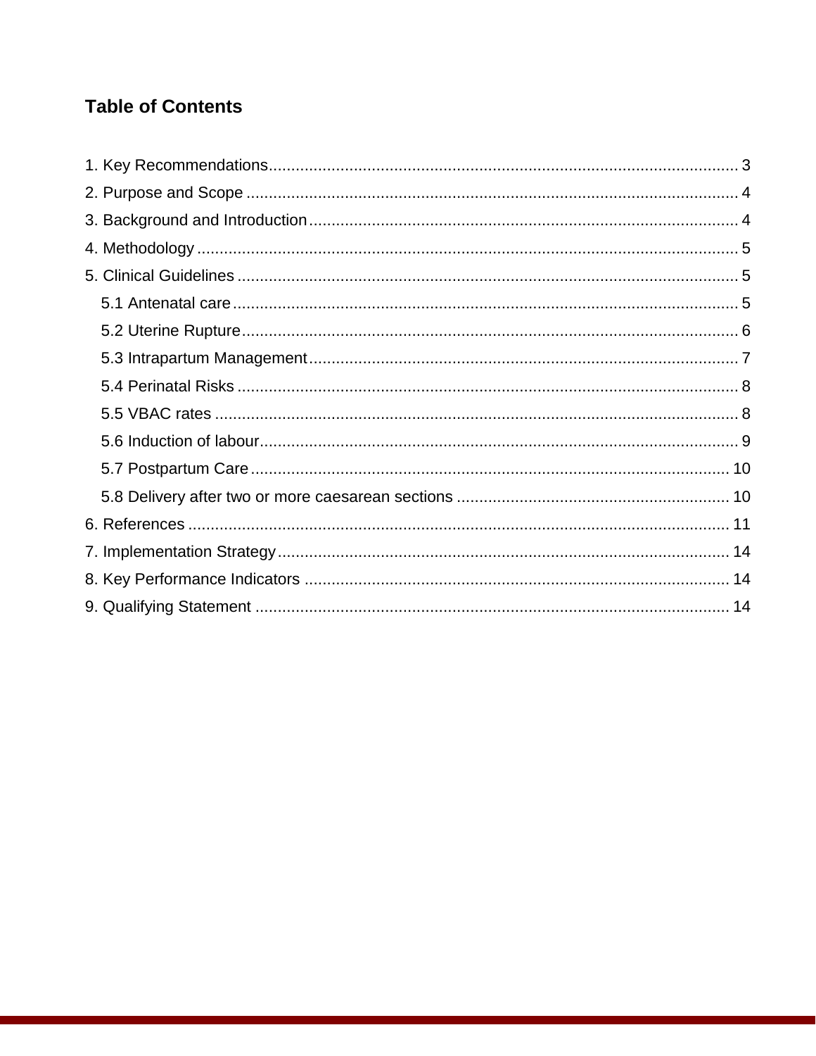## Table of Contents

1. Key Recommendations........................................................................................................ 3
2. Purpose and Scope ............................................................................................................ 4
3. Background and Introduction.............................................................................................. 4
4. Methodology ....................................................................................................................... 5
5. Clinical Guidelines .............................................................................................................. 5
   - 5.1 Antenatal care ............................................................................................................... 5
   - 5.2 Uterine Rupture.............................................................................................................. 6
   - 5.3 Intrapartum Management.............................................................................................. 7
   - 5.4 Perinatal Risks ............................................................................................................... 8
   - 5.5 VBAC rates .................................................................................................................... 8
   - 5.6 Induction of labour.......................................................................................................... 9
   - 5.7 Postpartum Care .......................................................................................................... 10
   - 5.8 Delivery after two or more caesarean sections ............................................................ 10
6. References ........................................................................................................................ 11
7. Implementation Strategy.................................................................................................... 14
8. Key Performance Indicators .............................................................................................. 14
9. Qualifying Statement ......................................................................................................... 14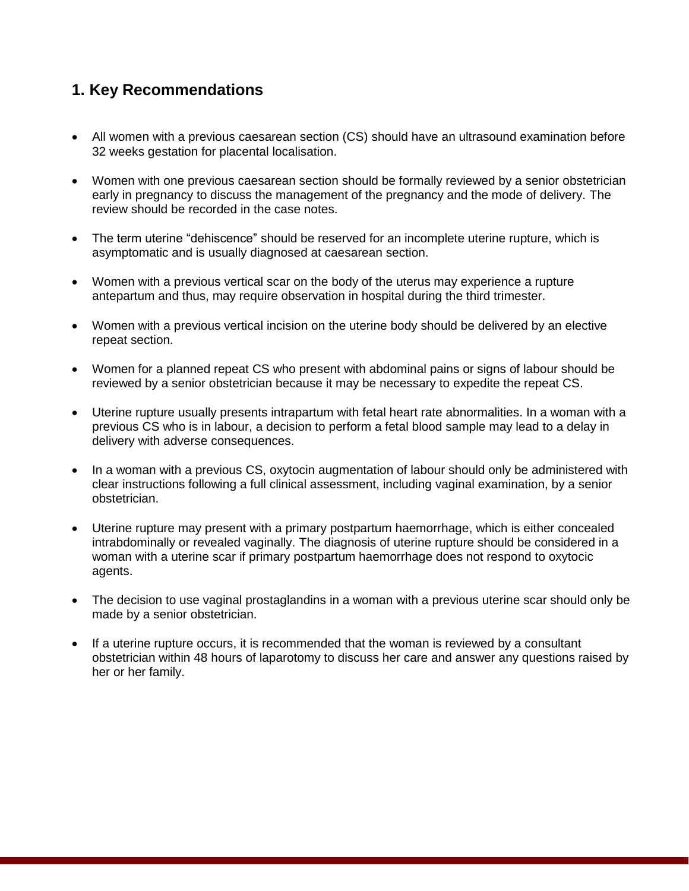## 1. Key Recommendations

- All women with a previous caesarean section (CS) should have an ultrasound examination before 32 weeks gestation for placental localisation.
- Women with one previous caesarean section should be formally reviewed by a senior obstetrician early in pregnancy to discuss the management of the pregnancy and the mode of delivery. The review should be recorded in the case notes.
- The term uterine "dehiscence" should be reserved for an incomplete uterine rupture, which is asymptomatic and is usually diagnosed at caesarean section.
- Women with a previous vertical scar on the body of the uterus may experience a rupture antepartum and thus, may require observation in hospital during the third trimester.
- Women with a previous vertical incision on the uterine body should be delivered by an elective repeat section.
- Women for a planned repeat CS who present with abdominal pains or signs of labour should be reviewed by a senior obstetrician because it may be necessary to expedite the repeat CS.
- Uterine rupture usually presents intrapartum with fetal heart rate abnormalities. In a woman with a previous CS who is in labour, a decision to perform a fetal blood sample may lead to a delay in delivery with adverse consequences.
- In a woman with a previous CS, oxytocin augmentation of labour should only be administered with clear instructions following a full clinical assessment, including vaginal examination, by a senior obstetrician.
- Uterine rupture may present with a primary postpartum haemorrhage, which is either concealed intrabdominally or revealed vaginally. The diagnosis of uterine rupture should be considered in a woman with a uterine scar if primary postpartum haemorrhage does not respond to oxytocic agents.
- The decision to use vaginal prostaglandins in a woman with a previous uterine scar should only be made by a senior obstetrician.
- If a uterine rupture occurs, it is recommended that the woman is reviewed by a consultant obstetrician within 48 hours of laparotomy to discuss her care and answer any questions raised by her or her family.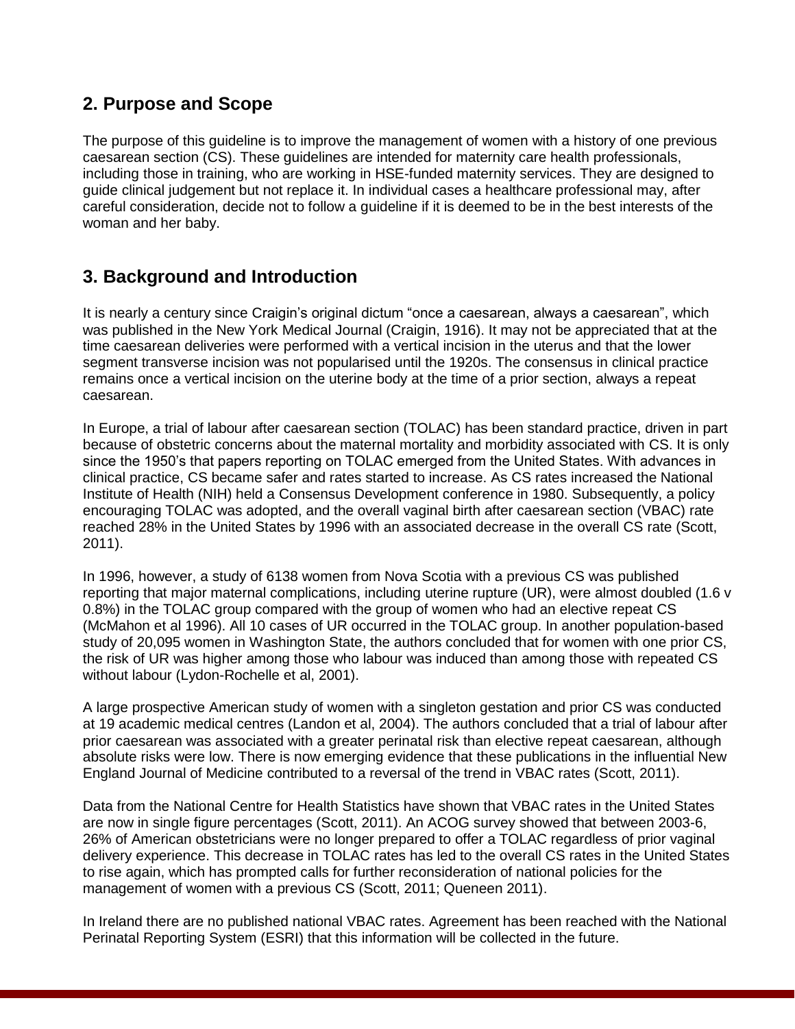## 2. Purpose and Scope

The purpose of this guideline is to improve the management of women with a history of one previous caesarean section (CS). These guidelines are intended for maternity care health professionals, including those in training, who are working in HSE-funded maternity services. They are designed to guide clinical judgement but not replace it. In individual cases a healthcare professional may, after careful consideration, decide not to follow a guideline if it is deemed to be in the best interests of the woman and her baby.

## 3. Background and Introduction

It is nearly a century since Craigin's original dictum "once a caesarean, always a caesarean", which was published in the New York Medical Journal (Craigin, 1916). It may not be appreciated that at the time caesarean deliveries were performed with a vertical incision in the uterus and that the lower segment transverse incision was not popularised until the 1920s. The consensus in clinical practice remains once a vertical incision on the uterine body at the time of a prior section, always a repeat caesarean.

In Europe, a trial of labour after caesarean section (TOLAC) has been standard practice, driven in part because of obstetric concerns about the maternal mortality and morbidity associated with CS. It is only since the 1950's that papers reporting on TOLAC emerged from the United States. With advances in clinical practice, CS became safer and rates started to increase. As CS rates increased the National Institute of Health (NIH) held a Consensus Development conference in 1980. Subsequently, a policy encouraging TOLAC was adopted, and the overall vaginal birth after caesarean section (VBAC) rate reached 28% in the United States by 1996 with an associated decrease in the overall CS rate (Scott, 2011).

In 1996, however, a study of 6138 women from Nova Scotia with a previous CS was published reporting that major maternal complications, including uterine rupture (UR), were almost doubled (1.6 v 0.8%) in the TOLAC group compared with the group of women who had an elective repeat CS (McMahon et al 1996). All 10 cases of UR occurred in the TOLAC group. In another population-based study of 20,095 women in Washington State, the authors concluded that for women with one prior CS, the risk of UR was higher among those who labour was induced than among those with repeated CS without labour (Lydon-Rochelle et al, 2001).

A large prospective American study of women with a singleton gestation and prior CS was conducted at 19 academic medical centres (Landon et al, 2004). The authors concluded that a trial of labour after prior caesarean was associated with a greater perinatal risk than elective repeat caesarean, although absolute risks were low. There is now emerging evidence that these publications in the influential New England Journal of Medicine contributed to a reversal of the trend in VBAC rates (Scott, 2011).

Data from the National Centre for Health Statistics have shown that VBAC rates in the United States are now in single figure percentages (Scott, 2011). An ACOG survey showed that between 2003-6, 26% of American obstetricians were no longer prepared to offer a TOLAC regardless of prior vaginal delivery experience. This decrease in TOLAC rates has led to the overall CS rates in the United States to rise again, which has prompted calls for further reconsideration of national policies for the management of women with a previous CS (Scott, 2011; Queneen 2011).

In Ireland there are no published national VBAC rates. Agreement has been reached with the National Perinatal Reporting System (ESRI) that this information will be collected in the future.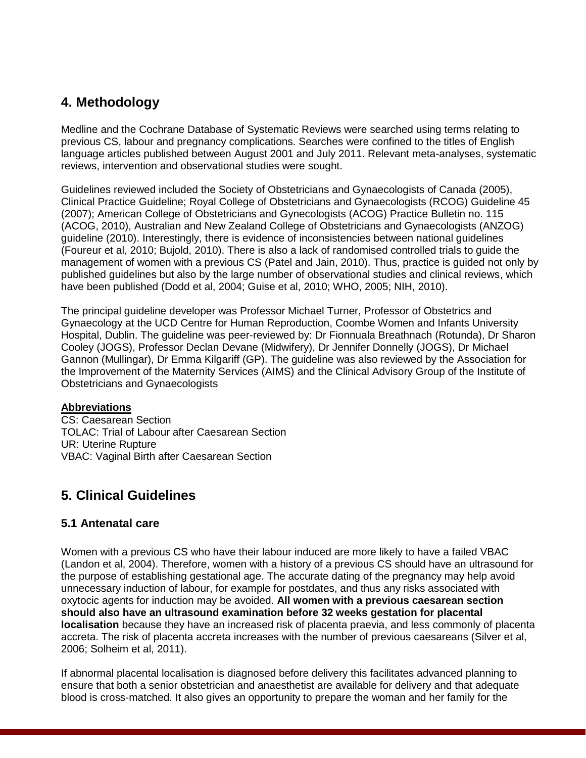## 4. Methodology

Medline and the Cochrane Database of Systematic Reviews were searched using terms relating to previous CS, labour and pregnancy complications. Searches were confined to the titles of English language articles published between August 2001 and July 2011. Relevant meta-analyses, systematic reviews, intervention and observational studies were sought.

Guidelines reviewed included the Society of Obstetricians and Gynaecologists of Canada (2005), Clinical Practice Guideline; Royal College of Obstetricians and Gynaecologists (RCOG) Guideline 45 (2007); American College of Obstetricians and Gynecologists (ACOG) Practice Bulletin no. 115 (ACOG, 2010), Australian and New Zealand College of Obstetricians and Gynaecologists (ANZOG) guideline (2010). Interestingly, there is evidence of inconsistencies between national guidelines (Foureur et al, 2010; Bujold, 2010). There is also a lack of randomised controlled trials to guide the management of women with a previous CS (Patel and Jain, 2010). Thus, practice is guided not only by published guidelines but also by the large number of observational studies and clinical reviews, which have been published (Dodd et al, 2004; Guise et al, 2010; WHO, 2005; NIH, 2010).

The principal guideline developer was Professor Michael Turner, Professor of Obstetrics and Gynaecology at the UCD Centre for Human Reproduction, Coombe Women and Infants University Hospital, Dublin. The guideline was peer-reviewed by: Dr Fionnuala Breathnach (Rotunda), Dr Sharon Cooley (JOGS), Professor Declan Devane (Midwifery), Dr Jennifer Donnelly (JOGS), Dr Michael Gannon (Mullingar), Dr Emma Kilgariff (GP). The guideline was also reviewed by the Association for the Improvement of the Maternity Services (AIMS) and the Clinical Advisory Group of the Institute of Obstetricians and Gynaecologists

**Abbreviations**

CS: Caesarean Section
TOLAC: Trial of Labour after Caesarean Section
UR: Uterine Rupture
VBAC: Vaginal Birth after Caesarean Section

## 5. Clinical Guidelines

### 5.1 Antenatal care

Women with a previous CS who have their labour induced are more likely to have a failed VBAC (Landon et al, 2004). Therefore, women with a history of a previous CS should have an ultrasound for the purpose of establishing gestational age. The accurate dating of the pregnancy may help avoid unnecessary induction of labour, for example for postdates, and thus any risks associated with oxytocic agents for induction may be avoided. **All women with a previous caesarean section should also have an ultrasound examination before 32 weeks gestation for placental localisation** because they have an increased risk of placenta praevia, and less commonly of placenta accreta. The risk of placenta accreta increases with the number of previous caesareans (Silver et al, 2006; Solheim et al, 2011).

If abnormal placental localisation is diagnosed before delivery this facilitates advanced planning to ensure that both a senior obstetrician and anaesthetist are available for delivery and that adequate blood is cross-matched. It also gives an opportunity to prepare the woman and her family for the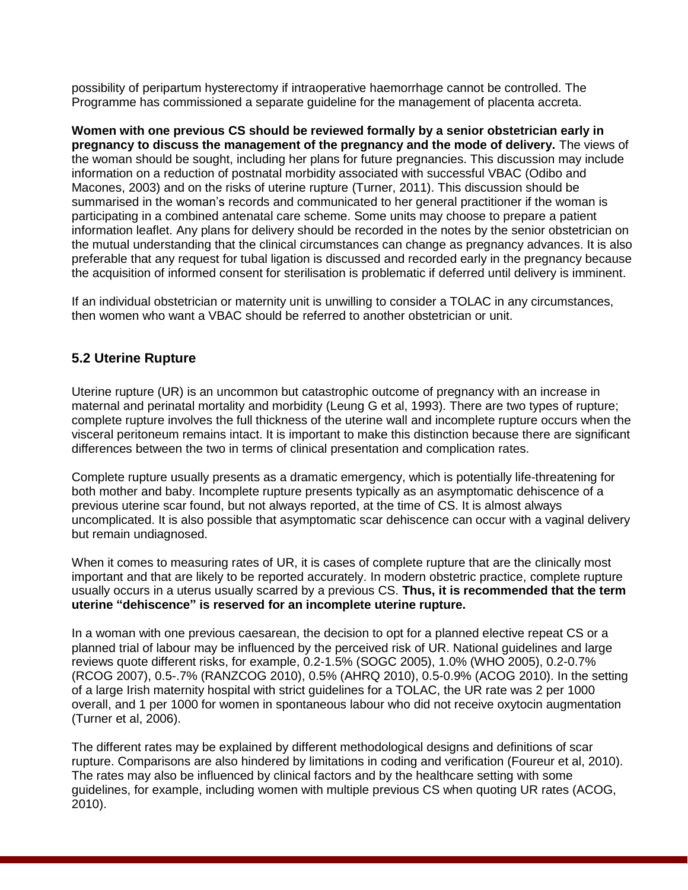possibility of peripartum hysterectomy if intraoperative haemorrhage cannot be controlled. The Programme has commissioned a separate guideline for the management of placenta accreta.

**Women with one previous CS should be reviewed formally by a senior obstetrician early in pregnancy to discuss the management of the pregnancy and the mode of delivery.** The views of the woman should be sought, including her plans for future pregnancies. This discussion may include information on a reduction of postnatal morbidity associated with successful VBAC (Odibo and Macones, 2003) and on the risks of uterine rupture (Turner, 2011). This discussion should be summarised in the woman's records and communicated to her general practitioner if the woman is participating in a combined antenatal care scheme. Some units may choose to prepare a patient information leaflet. Any plans for delivery should be recorded in the notes by the senior obstetrician on the mutual understanding that the clinical circumstances can change as pregnancy advances. It is also preferable that any request for tubal ligation is discussed and recorded early in the pregnancy because the acquisition of informed consent for sterilisation is problematic if deferred until delivery is imminent.

If an individual obstetrician or maternity unit is unwilling to consider a TOLAC in any circumstances, then women who want a VBAC should be referred to another obstetrician or unit.

## 5.2 Uterine Rupture

Uterine rupture (UR) is an uncommon but catastrophic outcome of pregnancy with an increase in maternal and perinatal mortality and morbidity (Leung G et al, 1993). There are two types of rupture; complete rupture involves the full thickness of the uterine wall and incomplete rupture occurs when the visceral peritoneum remains intact. It is important to make this distinction because there are significant differences between the two in terms of clinical presentation and complication rates.

Complete rupture usually presents as a dramatic emergency, which is potentially life-threatening for both mother and baby. Incomplete rupture presents typically as an asymptomatic dehiscence of a previous uterine scar found, but not always reported, at the time of CS. It is almost always uncomplicated. It is also possible that asymptomatic scar dehiscence can occur with a vaginal delivery but remain undiagnosed.

When it comes to measuring rates of UR, it is cases of complete rupture that are the clinically most important and that are likely to be reported accurately. In modern obstetric practice, complete rupture usually occurs in a uterus usually scarred by a previous CS. **Thus, it is recommended that the term uterine "dehiscence" is reserved for an incomplete uterine rupture.**

In a woman with one previous caesarean, the decision to opt for a planned elective repeat CS or a planned trial of labour may be influenced by the perceived risk of UR. National guidelines and large reviews quote different risks, for example, 0.2-1.5% (SOGC 2005), 1.0% (WHO 2005), 0.2-0.7% (RCOG 2007), 0.5-.7% (RANZCOG 2010), 0.5% (AHRQ 2010), 0.5-0.9% (ACOG 2010). In the setting of a large Irish maternity hospital with strict guidelines for a TOLAC, the UR rate was 2 per 1000 overall, and 1 per 1000 for women in spontaneous labour who did not receive oxytocin augmentation (Turner et al, 2006).

The different rates may be explained by different methodological designs and definitions of scar rupture. Comparisons are also hindered by limitations in coding and verification (Foureur et al, 2010). The rates may also be influenced by clinical factors and by the healthcare setting with some guidelines, for example, including women with multiple previous CS when quoting UR rates (ACOG, 2010).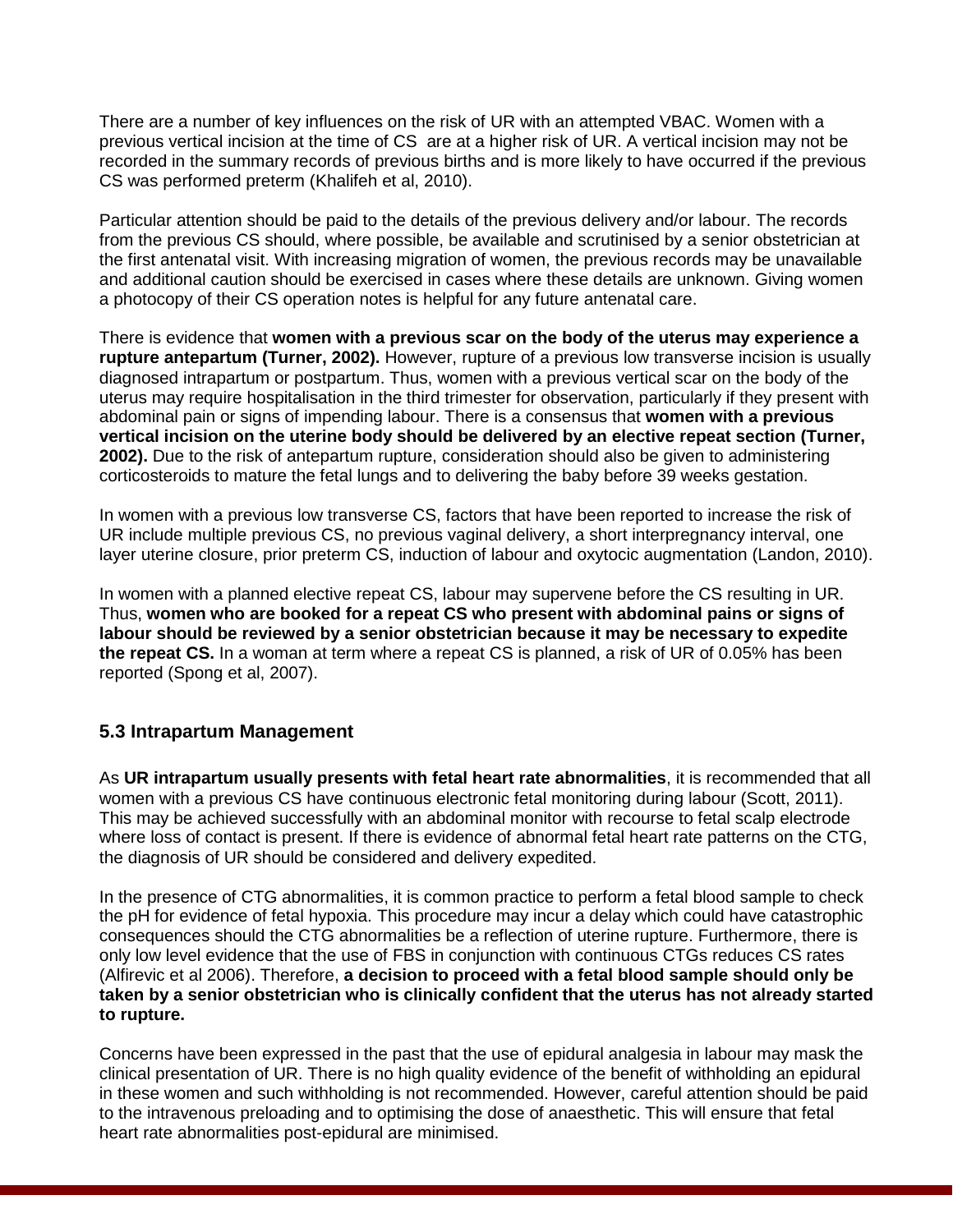There are a number of key influences on the risk of UR with an attempted VBAC. Women with a previous vertical incision at the time of CS are at a higher risk of UR. A vertical incision may not be recorded in the summary records of previous births and is more likely to have occurred if the previous CS was performed preterm (Khalifeh et al, 2010).

Particular attention should be paid to the details of the previous delivery and/or labour. The records from the previous CS should, where possible, be available and scrutinised by a senior obstetrician at the first antenatal visit. With increasing migration of women, the previous records may be unavailable and additional caution should be exercised in cases where these details are unknown. Giving women a photocopy of their CS operation notes is helpful for any future antenatal care.

There is evidence that **women with a previous scar on the body of the uterus may experience a rupture antepartum (Turner, 2002).** However, rupture of a previous low transverse incision is usually diagnosed intrapartum or postpartum. Thus, women with a previous vertical scar on the body of the uterus may require hospitalisation in the third trimester for observation, particularly if they present with abdominal pain or signs of impending labour. There is a consensus that **women with a previous vertical incision on the uterine body should be delivered by an elective repeat section (Turner, 2002).** Due to the risk of antepartum rupture, consideration should also be given to administering corticosteroids to mature the fetal lungs and to delivering the baby before 39 weeks gestation.

In women with a previous low transverse CS, factors that have been reported to increase the risk of UR include multiple previous CS, no previous vaginal delivery, a short interpregnancy interval, one layer uterine closure, prior preterm CS, induction of labour and oxytocic augmentation (Landon, 2010).

In women with a planned elective repeat CS, labour may supervene before the CS resulting in UR. Thus, **women who are booked for a repeat CS who present with abdominal pains or signs of labour should be reviewed by a senior obstetrician because it may be necessary to expedite the repeat CS.** In a woman at term where a repeat CS is planned, a risk of UR of 0.05% has been reported (Spong et al, 2007).

### 5.3 Intrapartum Management

As **UR intrapartum usually presents with fetal heart rate abnormalities**, it is recommended that all women with a previous CS have continuous electronic fetal monitoring during labour (Scott, 2011). This may be achieved successfully with an abdominal monitor with recourse to fetal scalp electrode where loss of contact is present. If there is evidence of abnormal fetal heart rate patterns on the CTG, the diagnosis of UR should be considered and delivery expedited.

In the presence of CTG abnormalities, it is common practice to perform a fetal blood sample to check the pH for evidence of fetal hypoxia. This procedure may incur a delay which could have catastrophic consequences should the CTG abnormalities be a reflection of uterine rupture. Furthermore, there is only low level evidence that the use of FBS in conjunction with continuous CTGs reduces CS rates (Alfirevic et al 2006). Therefore, **a decision to proceed with a fetal blood sample should only be taken by a senior obstetrician who is clinically confident that the uterus has not already started to rupture.**

Concerns have been expressed in the past that the use of epidural analgesia in labour may mask the clinical presentation of UR. There is no high quality evidence of the benefit of withholding an epidural in these women and such withholding is not recommended. However, careful attention should be paid to the intravenous preloading and to optimising the dose of anaesthetic. This will ensure that fetal heart rate abnormalities post-epidural are minimised.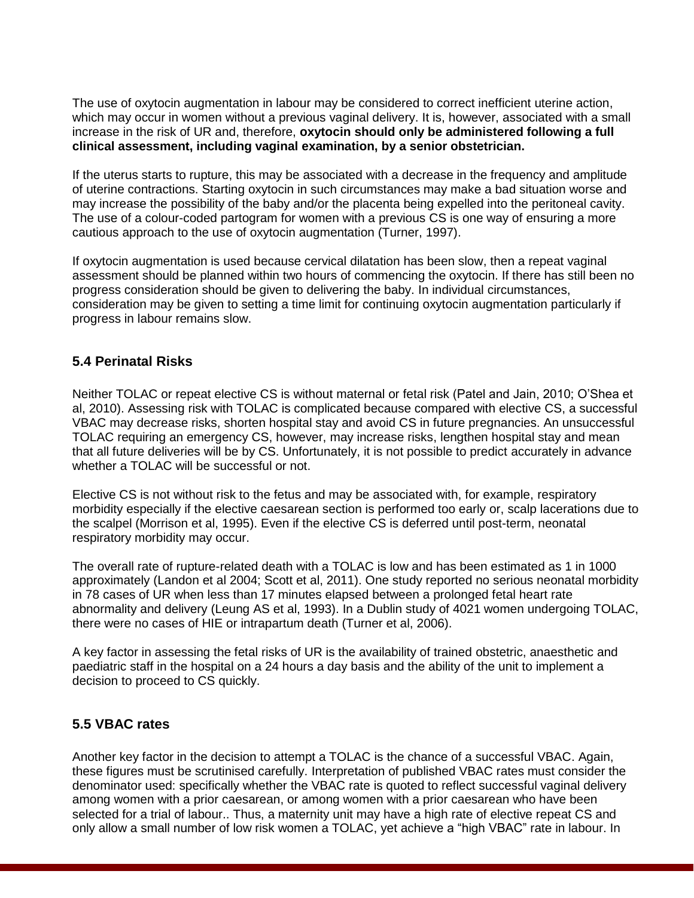The use of oxytocin augmentation in labour may be considered to correct inefficient uterine action, which may occur in women without a previous vaginal delivery. It is, however, associated with a small increase in the risk of UR and, therefore, **oxytocin should only be administered following a full clinical assessment, including vaginal examination, by a senior obstetrician.**

If the uterus starts to rupture, this may be associated with a decrease in the frequency and amplitude of uterine contractions. Starting oxytocin in such circumstances may make a bad situation worse and may increase the possibility of the baby and/or the placenta being expelled into the peritoneal cavity. The use of a colour-coded partogram for women with a previous CS is one way of ensuring a more cautious approach to the use of oxytocin augmentation (Turner, 1997).

If oxytocin augmentation is used because cervical dilatation has been slow, then a repeat vaginal assessment should be planned within two hours of commencing the oxytocin. If there has still been no progress consideration should be given to delivering the baby. In individual circumstances, consideration may be given to setting a time limit for continuing oxytocin augmentation particularly if progress in labour remains slow.

### 5.4 Perinatal Risks

Neither TOLAC or repeat elective CS is without maternal or fetal risk (Patel and Jain, 2010; O'Shea et al, 2010). Assessing risk with TOLAC is complicated because compared with elective CS, a successful VBAC may decrease risks, shorten hospital stay and avoid CS in future pregnancies. An unsuccessful TOLAC requiring an emergency CS, however, may increase risks, lengthen hospital stay and mean that all future deliveries will be by CS. Unfortunately, it is not possible to predict accurately in advance whether a TOLAC will be successful or not.

Elective CS is not without risk to the fetus and may be associated with, for example, respiratory morbidity especially if the elective caesarean section is performed too early or, scalp lacerations due to the scalpel (Morrison et al, 1995). Even if the elective CS is deferred until post-term, neonatal respiratory morbidity may occur.

The overall rate of rupture-related death with a TOLAC is low and has been estimated as 1 in 1000 approximately (Landon et al 2004; Scott et al, 2011). One study reported no serious neonatal morbidity in 78 cases of UR when less than 17 minutes elapsed between a prolonged fetal heart rate abnormality and delivery (Leung AS et al, 1993). In a Dublin study of 4021 women undergoing TOLAC, there were no cases of HIE or intrapartum death (Turner et al, 2006).

A key factor in assessing the fetal risks of UR is the availability of trained obstetric, anaesthetic and paediatric staff in the hospital on a 24 hours a day basis and the ability of the unit to implement a decision to proceed to CS quickly.

### 5.5 VBAC rates

Another key factor in the decision to attempt a TOLAC is the chance of a successful VBAC. Again, these figures must be scrutinised carefully. Interpretation of published VBAC rates must consider the denominator used: specifically whether the VBAC rate is quoted to reflect successful vaginal delivery among women with a prior caesarean, or among women with a prior caesarean who have been selected for a trial of labour.. Thus, a maternity unit may have a high rate of elective repeat CS and only allow a small number of low risk women a TOLAC, yet achieve a "high VBAC" rate in labour. In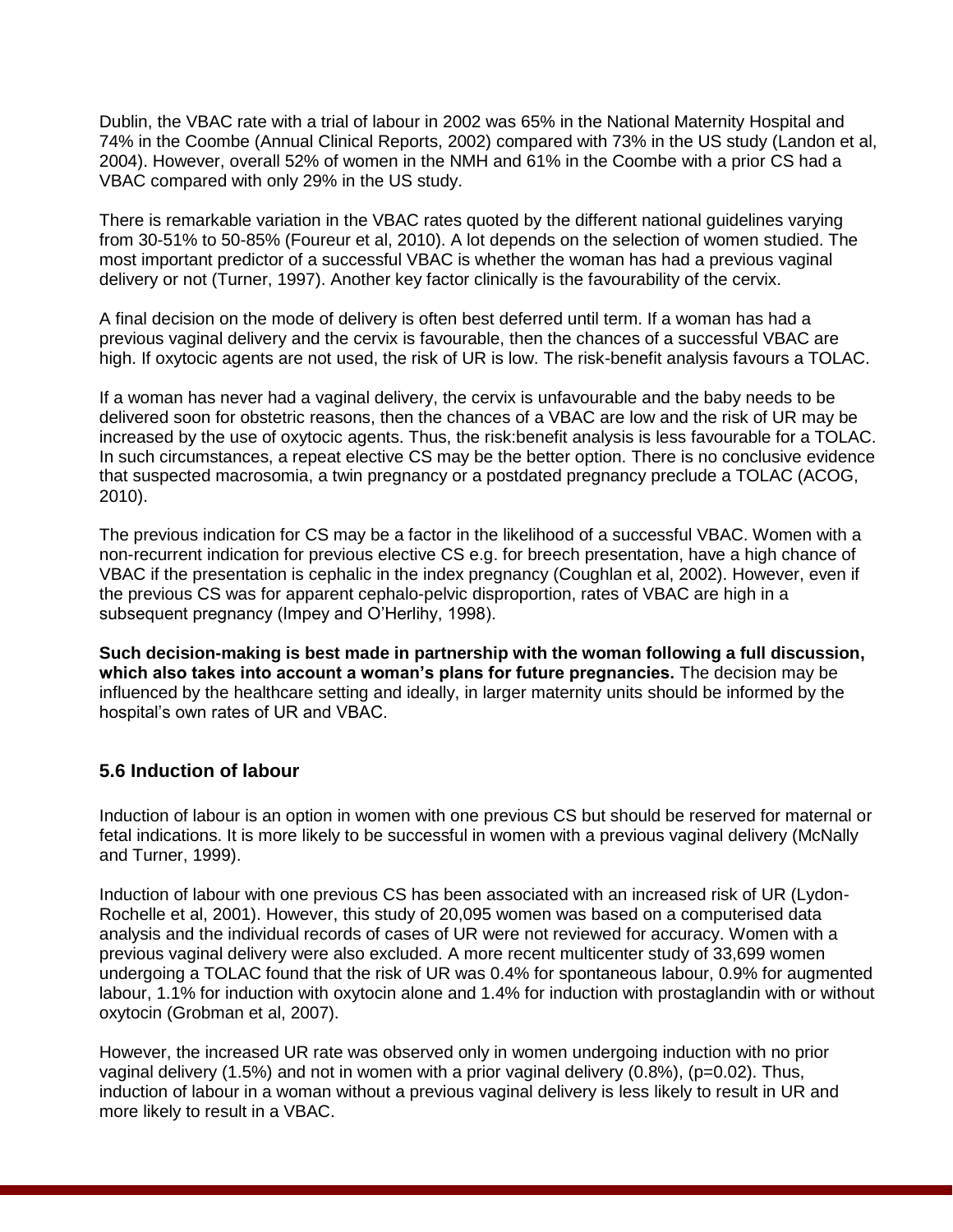Dublin, the VBAC rate with a trial of labour in 2002 was 65% in the National Maternity Hospital and 74% in the Coombe (Annual Clinical Reports, 2002) compared with 73% in the US study (Landon et al, 2004). However, overall 52% of women in the NMH and 61% in the Coombe with a prior CS had a VBAC compared with only 29% in the US study.

There is remarkable variation in the VBAC rates quoted by the different national guidelines varying from 30-51% to 50-85% (Foureur et al, 2010). A lot depends on the selection of women studied. The most important predictor of a successful VBAC is whether the woman has had a previous vaginal delivery or not (Turner, 1997). Another key factor clinically is the favourability of the cervix.

A final decision on the mode of delivery is often best deferred until term. If a woman has had a previous vaginal delivery and the cervix is favourable, then the chances of a successful VBAC are high. If oxytocic agents are not used, the risk of UR is low. The risk-benefit analysis favours a TOLAC.

If a woman has never had a vaginal delivery, the cervix is unfavourable and the baby needs to be delivered soon for obstetric reasons, then the chances of a VBAC are low and the risk of UR may be increased by the use of oxytocic agents. Thus, the risk:benefit analysis is less favourable for a TOLAC. In such circumstances, a repeat elective CS may be the better option. There is no conclusive evidence that suspected macrosomia, a twin pregnancy or a postdated pregnancy preclude a TOLAC (ACOG, 2010).

The previous indication for CS may be a factor in the likelihood of a successful VBAC. Women with a non-recurrent indication for previous elective CS e.g. for breech presentation, have a high chance of VBAC if the presentation is cephalic in the index pregnancy (Coughlan et al, 2002). However, even if the previous CS was for apparent cephalo-pelvic disproportion, rates of VBAC are high in a subsequent pregnancy (Impey and O'Herlihy, 1998).

**Such decision-making is best made in partnership with the woman following a full discussion, which also takes into account a woman's plans for future pregnancies.** The decision may be influenced by the healthcare setting and ideally, in larger maternity units should be informed by the hospital's own rates of UR and VBAC.

### 5.6 Induction of labour

Induction of labour is an option in women with one previous CS but should be reserved for maternal or fetal indications. It is more likely to be successful in women with a previous vaginal delivery (McNally and Turner, 1999).

Induction of labour with one previous CS has been associated with an increased risk of UR (Lydon-Rochelle et al, 2001). However, this study of 20,095 women was based on a computerised data analysis and the individual records of cases of UR were not reviewed for accuracy. Women with a previous vaginal delivery were also excluded. A more recent multicenter study of 33,699 women undergoing a TOLAC found that the risk of UR was 0.4% for spontaneous labour, 0.9% for augmented labour, 1.1% for induction with oxytocin alone and 1.4% for induction with prostaglandin with or without oxytocin (Grobman et al, 2007).

However, the increased UR rate was observed only in women undergoing induction with no prior vaginal delivery (1.5%) and not in women with a prior vaginal delivery (0.8%), ($p=0.02$). Thus, induction of labour in a woman without a previous vaginal delivery is less likely to result in UR and more likely to result in a VBAC.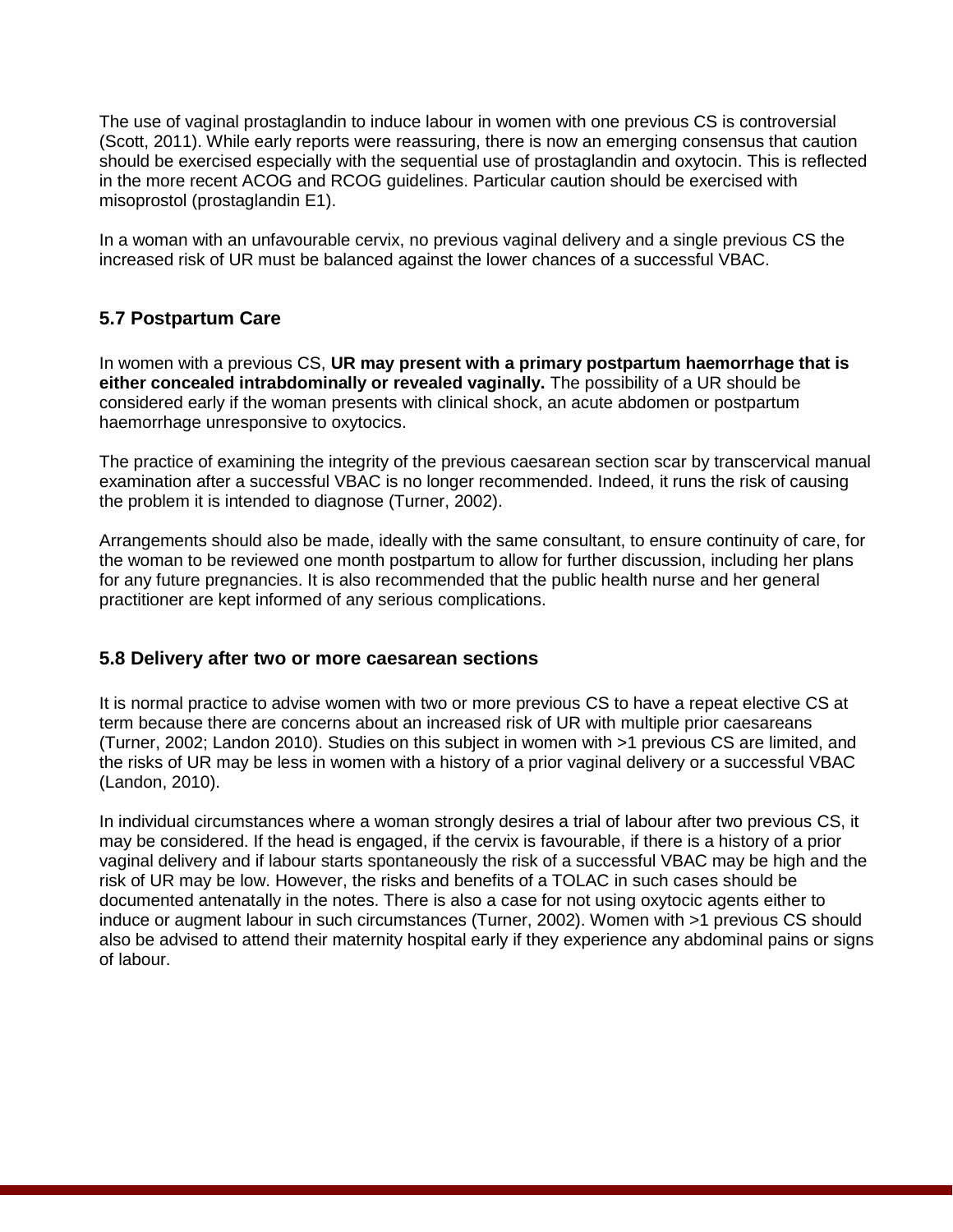The use of vaginal prostaglandin to induce labour in women with one previous CS is controversial (Scott, 2011). While early reports were reassuring, there is now an emerging consensus that caution should be exercised especially with the sequential use of prostaglandin and oxytocin. This is reflected in the more recent ACOG and RCOG guidelines. Particular caution should be exercised with misoprostol (prostaglandin E1).

In a woman with an unfavourable cervix, no previous vaginal delivery and a single previous CS the increased risk of UR must be balanced against the lower chances of a successful VBAC.

### 5.7 Postpartum Care

In women with a previous CS, **UR may present with a primary postpartum haemorrhage that is either concealed intrabdominally or revealed vaginally.** The possibility of a UR should be considered early if the woman presents with clinical shock, an acute abdomen or postpartum haemorrhage unresponsive to oxytocics.

The practice of examining the integrity of the previous caesarean section scar by transcervical manual examination after a successful VBAC is no longer recommended. Indeed, it runs the risk of causing the problem it is intended to diagnose (Turner, 2002).

Arrangements should also be made, ideally with the same consultant, to ensure continuity of care, for the woman to be reviewed one month postpartum to allow for further discussion, including her plans for any future pregnancies. It is also recommended that the public health nurse and her general practitioner are kept informed of any serious complications.

### 5.8 Delivery after two or more caesarean sections

It is normal practice to advise women with two or more previous CS to have a repeat elective CS at term because there are concerns about an increased risk of UR with multiple prior caesareans (Turner, 2002; Landon 2010). Studies on this subject in women with >1 previous CS are limited, and the risks of UR may be less in women with a history of a prior vaginal delivery or a successful VBAC (Landon, 2010).

In individual circumstances where a woman strongly desires a trial of labour after two previous CS, it may be considered. If the head is engaged, if the cervix is favourable, if there is a history of a prior vaginal delivery and if labour starts spontaneously the risk of a successful VBAC may be high and the risk of UR may be low. However, the risks and benefits of a TOLAC in such cases should be documented antenatally in the notes. There is also a case for not using oxytocic agents either to induce or augment labour in such circumstances (Turner, 2002). Women with >1 previous CS should also be advised to attend their maternity hospital early if they experience any abdominal pains or signs of labour.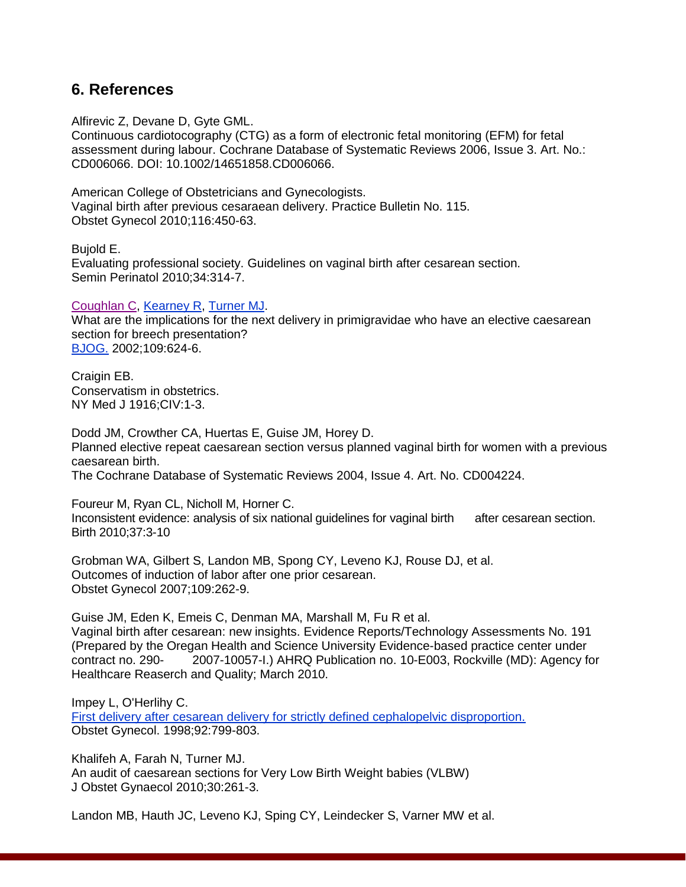## 6. References

Alfirevic Z, Devane D, Gyte GML.
Continuous cardiotocography (CTG) as a form of electronic fetal monitoring (EFM) for fetal assessment during labour. Cochrane Database of Systematic Reviews 2006, Issue 3. Art. No.: CD006066. DOI: 10.1002/14651858.CD006066.

American College of Obstetricians and Gynecologists.
Vaginal birth after previous cesaraean delivery. Practice Bulletin No. 115.
Obstet Gynecol 2010;116:450-63.

Bujold E.
Evaluating professional society. Guidelines on vaginal birth after cesarean section.
Semin Perinatol 2010;34:314-7.

Coughlan C, Kearney R, Turner MJ.
What are the implications for the next delivery in primigravidae who have an elective caesarean section for breech presentation?
BJOG. 2002;109:624-6.

Craigin EB.
Conservatism in obstetrics.
NY Med J 1916;CIV:1-3.

Dodd JM, Crowther CA, Huertas E, Guise JM, Horey D.
Planned elective repeat caesarean section versus planned vaginal birth for women with a previous caesarean birth.
The Cochrane Database of Systematic Reviews 2004, Issue 4. Art. No. CD004224.

Foureur M, Ryan CL, Nicholl M, Horner C.
Inconsistent evidence: analysis of six national guidelines for vaginal birth after cesarean section.
Birth 2010;37:3-10

Grobman WA, Gilbert S, Landon MB, Spong CY, Leveno KJ, Rouse DJ, et al.
Outcomes of induction of labor after one prior cesarean.
Obstet Gynecol 2007;109:262-9.

Guise JM, Eden K, Emeis C, Denman MA, Marshall M, Fu R et al.
Vaginal birth after cesarean: new insights. Evidence Reports/Technology Assessments No. 191 (Prepared by the Oregan Health and Science University Evidence-based practice center under contract no. 290- 2007-10057-I.) AHRQ Publication no. 10-E003, Rockville (MD): Agency for Healthcare Reaserch and Quality; March 2010.

Impey L, O'Herlihy C.
First delivery after cesarean delivery for strictly defined cephalopelvic disproportion.
Obstet Gynecol. 1998;92:799-803.

Khalifeh A, Farah N, Turner MJ.
An audit of caesarean sections for Very Low Birth Weight babies (VLBW)
J Obstet Gynaecol 2010;30:261-3.

Landon MB, Hauth JC, Leveno KJ, Sping CY, Leindecker S, Varner MW et al.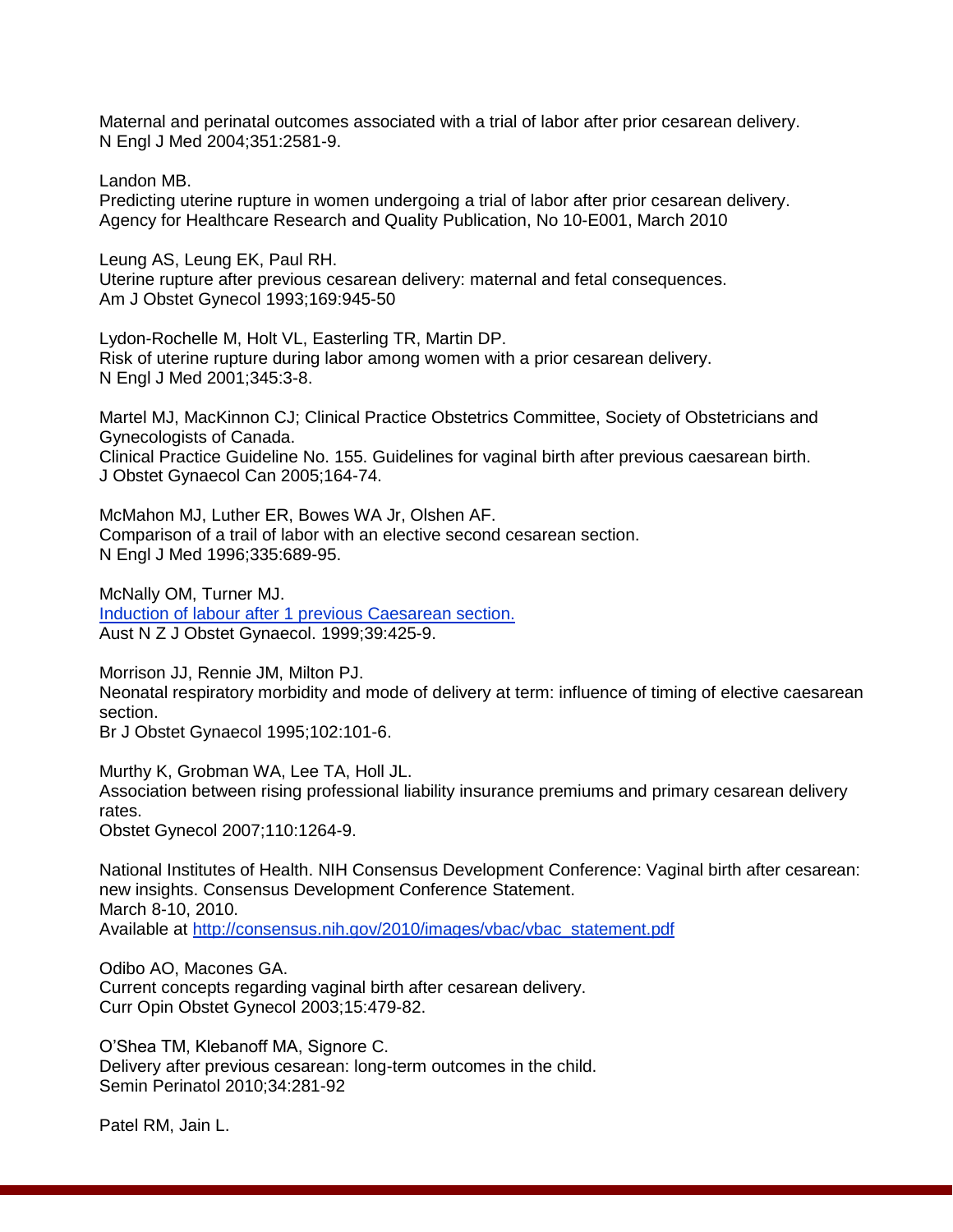Maternal and perinatal outcomes associated with a trial of labor after prior cesarean delivery.
N Engl J Med 2004;351:2581-9.

Landon MB.
Predicting uterine rupture in women undergoing a trial of labor after prior cesarean delivery.
Agency for Healthcare Research and Quality Publication, No 10-E001, March 2010

Leung AS, Leung EK, Paul RH.
Uterine rupture after previous cesarean delivery: maternal and fetal consequences.
Am J Obstet Gynecol 1993;169:945-50

Lydon-Rochelle M, Holt VL, Easterling TR, Martin DP.
Risk of uterine rupture during labor among women with a prior cesarean delivery.
N Engl J Med 2001;345:3-8.

Martel MJ, MacKinnon CJ; Clinical Practice Obstetrics Committee, Society of Obstetricians and Gynecologists of Canada.
Clinical Practice Guideline No. 155. Guidelines for vaginal birth after previous caesarean birth.
J Obstet Gynaecol Can 2005;164-74.

McMahon MJ, Luther ER, Bowes WA Jr, Olshen AF.
Comparison of a trail of labor with an elective second cesarean section.
N Engl J Med 1996;335:689-95.

McNally OM, Turner MJ.
[Induction of labour after 1 previous Caesarean section.]()
Aust N Z J Obstet Gynaecol. 1999;39:425-9.

Morrison JJ, Rennie JM, Milton PJ.
Neonatal respiratory morbidity and mode of delivery at term: influence of timing of elective caesarean section.
Br J Obstet Gynaecol 1995;102:101-6.

Murthy K, Grobman WA, Lee TA, Holl JL.
Association between rising professional liability insurance premiums and primary cesarean delivery rates.
Obstet Gynecol 2007;110:1264-9.

National Institutes of Health. NIH Consensus Development Conference: Vaginal birth after cesarean: new insights. Consensus Development Conference Statement.
March 8-10, 2010.
Available at http://consensus.nih.gov/2010/images/vbac/vbac_statement.pdf

Odibo AO, Macones GA.
Current concepts regarding vaginal birth after cesarean delivery.
Curr Opin Obstet Gynecol 2003;15:479-82.

O'Shea TM, Klebanoff MA, Signore C.
Delivery after previous cesarean: long-term outcomes in the child.
Semin Perinatol 2010;34:281-92

Patel RM, Jain L.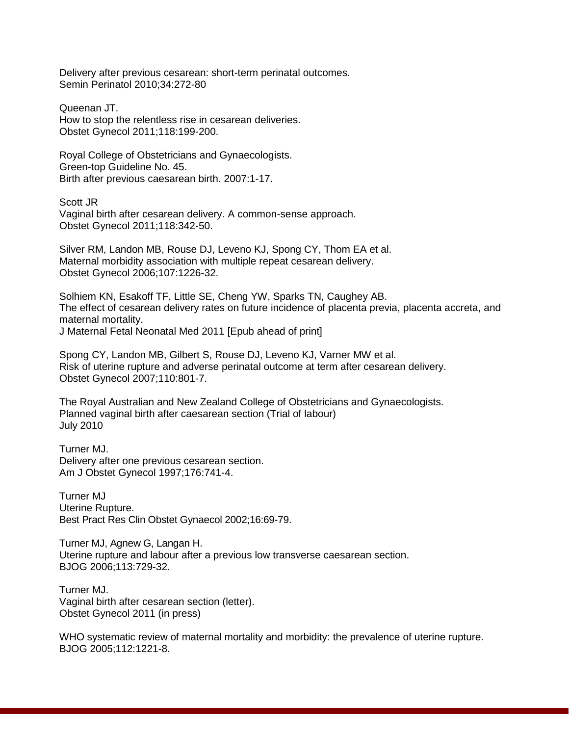Delivery after previous cesarean: short-term perinatal outcomes.
Semin Perinatol 2010;34:272-80

Queenan JT.
How to stop the relentless rise in cesarean deliveries.
Obstet Gynecol 2011;118:199-200.

Royal College of Obstetricians and Gynaecologists.
Green-top Guideline No. 45.
Birth after previous caesarean birth. 2007:1-17.

Scott JR
Vaginal birth after cesarean delivery. A common-sense approach.
Obstet Gynecol 2011;118:342-50.

Silver RM, Landon MB, Rouse DJ, Leveno KJ, Spong CY, Thom EA et al.
Maternal morbidity association with multiple repeat cesarean delivery.
Obstet Gynecol 2006;107:1226-32.

Solhiem KN, Esakoff TF, Little SE, Cheng YW, Sparks TN, Caughey AB.
The effect of cesarean delivery rates on future incidence of placenta previa, placenta accreta, and maternal mortality.
J Maternal Fetal Neonatal Med 2011 [Epub ahead of print]

Spong CY, Landon MB, Gilbert S, Rouse DJ, Leveno KJ, Varner MW et al.
Risk of uterine rupture and adverse perinatal outcome at term after cesarean delivery.
Obstet Gynecol 2007;110:801-7.

The Royal Australian and New Zealand College of Obstetricians and Gynaecologists.
Planned vaginal birth after caesarean section (Trial of labour)
July 2010

Turner MJ.
Delivery after one previous cesarean section.
Am J Obstet Gynecol 1997;176:741-4.

Turner MJ
Uterine Rupture.
Best Pract Res Clin Obstet Gynaecol 2002;16:69-79.

Turner MJ, Agnew G, Langan H.
Uterine rupture and labour after a previous low transverse caesarean section.
BJOG 2006;113:729-32.

Turner MJ.
Vaginal birth after cesarean section (letter).
Obstet Gynecol 2011 (in press)

WHO systematic review of maternal mortality and morbidity: the prevalence of uterine rupture.
BJOG 2005;112:1221-8.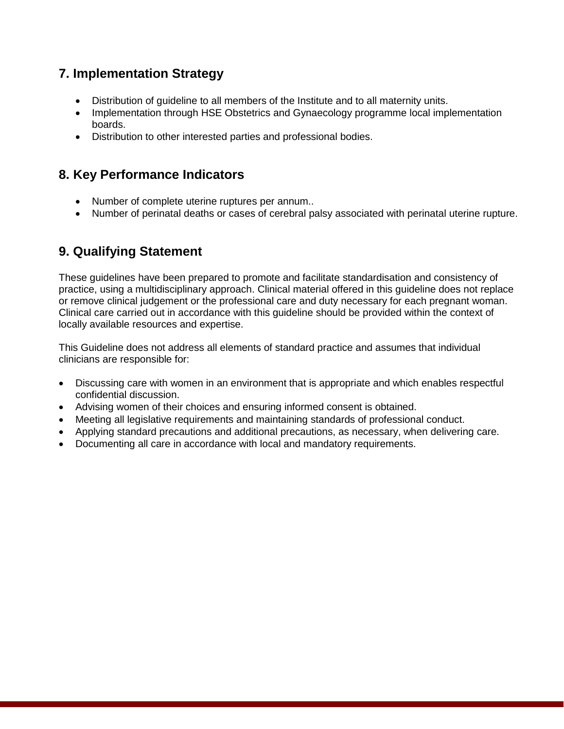## 7. Implementation Strategy

- Distribution of guideline to all members of the Institute and to all maternity units.
- Implementation through HSE Obstetrics and Gynaecology programme local implementation boards.
- Distribution to other interested parties and professional bodies.

## 8. Key Performance Indicators

- Number of complete uterine ruptures per annum..
- Number of perinatal deaths or cases of cerebral palsy associated with perinatal uterine rupture.

## 9. Qualifying Statement

These guidelines have been prepared to promote and facilitate standardisation and consistency of practice, using a multidisciplinary approach. Clinical material offered in this guideline does not replace or remove clinical judgement or the professional care and duty necessary for each pregnant woman. Clinical care carried out in accordance with this guideline should be provided within the context of locally available resources and expertise.

This Guideline does not address all elements of standard practice and assumes that individual clinicians are responsible for:

- Discussing care with women in an environment that is appropriate and which enables respectful confidential discussion.
- Advising women of their choices and ensuring informed consent is obtained.
- Meeting all legislative requirements and maintaining standards of professional conduct.
- Applying standard precautions and additional precautions, as necessary, when delivering care.
- Documenting all care in accordance with local and mandatory requirements.